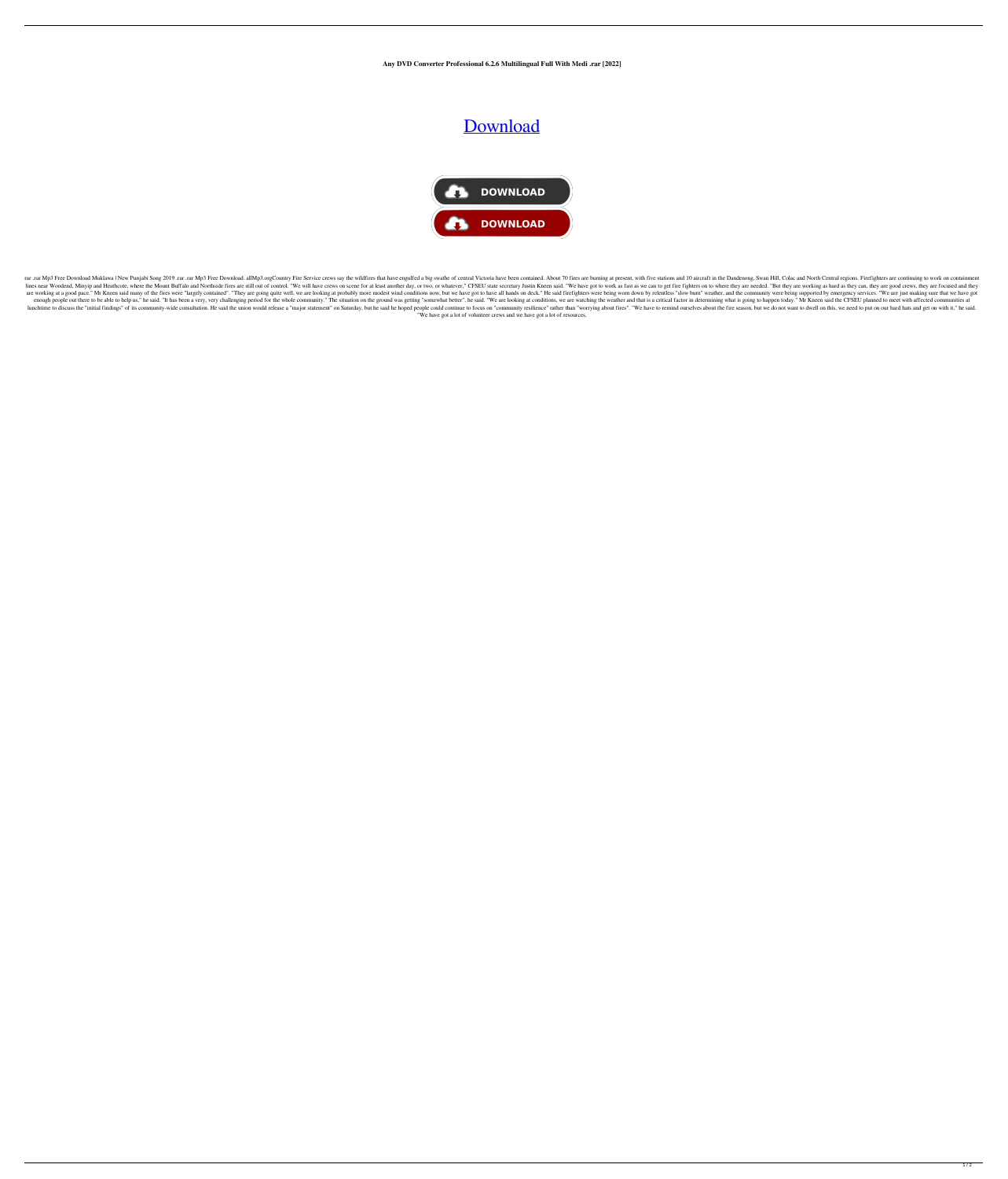**Any DVD Converter Professional 6.2.6 Multilingual Full With Medi .rar [2022]**

Download

DOWNLOAD

DOWNLOAD

rar .rar Mp3 Free Download Muklawa | New Punjabi Song 2019 .rar .rar Mp3 Free Download. allMp3.orgCountry Fire Service crews say the wildfires that have engulfed a big swathe of central Victoria have been contained. About 70 fires are burning at present, with five stations and 10 aircraft in the Dandenong, Swan Hill, Colac and North Central regions. Firefighters are continuing to work on containment lines near Woodend, Minyip and Heathcote, where the Mount Buffalo and Northside fires are still out of control. "We will have crews on scene for at least another day, or two, or whatever," CFSEU state secretary Justin Kneen said. "We have got to work as fast as we can to get fire fighters on to where they are needed. "But they are working as hard as they can, they are good crews, they are focused and they are working at a good pace." Mr Kneen said many of the fires were "largely contained". "They are going quite well, we are looking at probably more modest wind conditions now, but we have got to have all hands on deck." He said firefighters were being worn down by relentless "slow burn" weather, and the community were being supported by emergency services. "We are just making sure that we have got enough people out there to be able to help us," he said. "It has been a very, very challenging period for the whole community." The situation on the ground was getting "somewhat better", he said. "We are looking at conditions, we are watching the weather and that is a critical factor in determining what is going to happen today." Mr Kneen said the CFSEU planned to meet with affected communities at lunchtime to discuss the "initial findings" of its community-wide consultation. He said the union would release a "major statement" on Saturday, but he said he hoped people could continue to focus on "community resilience" rather than "worrying about fires". "We have to remind ourselves about the fire season, but we do not want to dwell on this, we need to put on our hard hats and get on with it," he said. "We have got a lot of volunteer crews and we have got a lot of resources,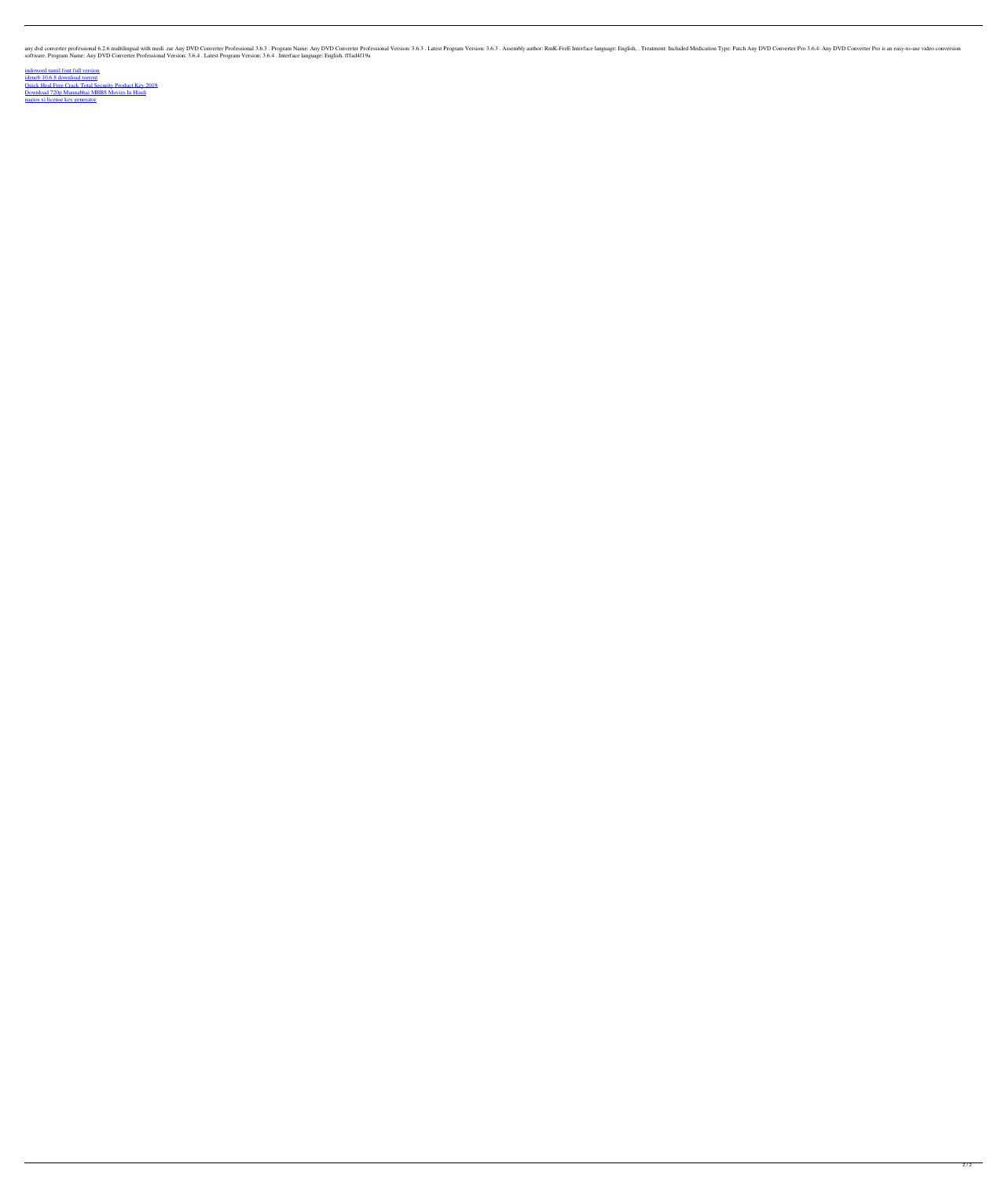any dvd converter professional 6.2.6 multilingual with medi .rar Any DVD Converter Professional 3.6.3 . Program Name: Any DVD Converter Professional Version: 3.6.3 . Latest Program Version: 3.6.3 . Assembly author: RmK-FreE Interface language: English, . Treatment: Included Medication Type: Patch Any DVD Converter Pro 3.6.4: Any DVD Converter Pro is an easy-to-use video conversion software. Program Name: Any DVD Converter Professional Version: 3.6.4 . Latest Program Version: 3.6.4 . Interface language: English. fffad4f19a

indoword tamil font full version
ideneb 10.6.8 download torrent
Quick Heal Free Crack Total Security Product Key 2019
Download 720p Munnabhai MBBS Movies In Hindi
nagios xi license key generator